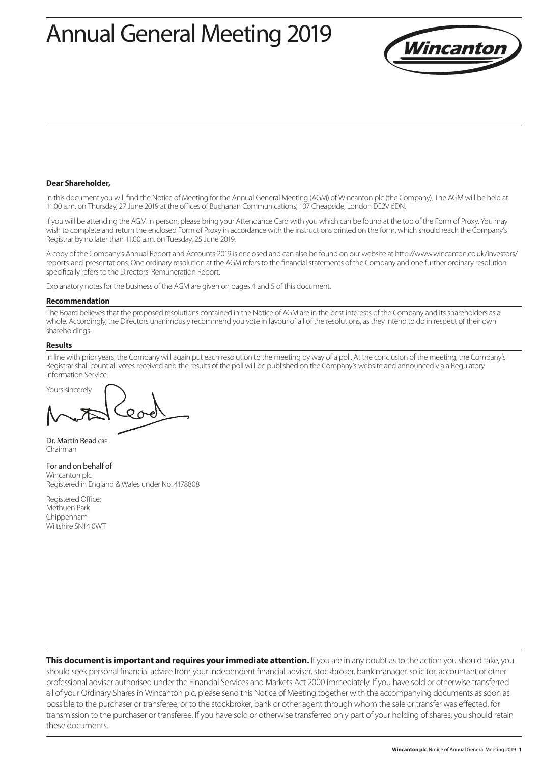# Annual General Meeting 2019

**Dear Shareholder,**

In this document you will find the Notice of Meeting for the Annual General Meeting (AGM) of Wincanton plc (the Company). The AGM will be held at 11.00 a.m. on Thursday, 27 June 2019 at the offices of Buchanan Communications, 107 Cheapside, London EC2V 6DN.

If you will be attending the AGM in person, please bring your Attendance Card with you which can be found at the top of the Form of Proxy. You may wish to complete and return the enclosed Form of Proxy in accordance with the instructions printed on the form, which should reach the Company's Registrar by no later than 11.00 a.m. on Tuesday, 25 June 2019.

A copy of the Company's Annual Report and Accounts 2019 is enclosed and can also be found on our website at http://www.wincanton.co.uk/investors/reports-and-presentations. One ordinary resolution at the AGM refers to the financial statements of the Company and one further ordinary resolution specifically refers to the Directors' Remuneration Report.

Explanatory notes for the business of the AGM are given on pages 4 and 5 of this document.

**Recommendation**

The Board believes that the proposed resolutions contained in the Notice of AGM are in the best interests of the Company and its shareholders as a whole. Accordingly, the Directors unanimously recommend you vote in favour of all of the resolutions, as they intend to do in respect of their own shareholdings.

**Results**

In line with prior years, the Company will again put each resolution to the meeting by way of a poll. At the conclusion of the meeting, the Company's Registrar shall count all votes received and the results of the poll will be published on the Company's website and announced via a Regulatory Information Service.

Yours sincerely

Dr. Martin Read CBE
Chairman

For and on behalf of
Wincanton plc
Registered in England & Wales under No. 4178808

Registered Office:
Methuen Park
Chippenham
Wiltshire SN14 0WT

**This document is important and requires your immediate attention.** If you are in any doubt as to the action you should take, you should seek personal financial advice from your independent financial adviser, stockbroker, bank manager, solicitor, accountant or other professional adviser authorised under the Financial Services and Markets Act 2000 immediately. If you have sold or otherwise transferred all of your Ordinary Shares in Wincanton plc, please send this Notice of Meeting together with the accompanying documents as soon as possible to the purchaser or transferee, or to the stockbroker, bank or other agent through whom the sale or transfer was effected, for transmission to the purchaser or transferee. If you have sold or otherwise transferred only part of your holding of shares, you should retain these documents..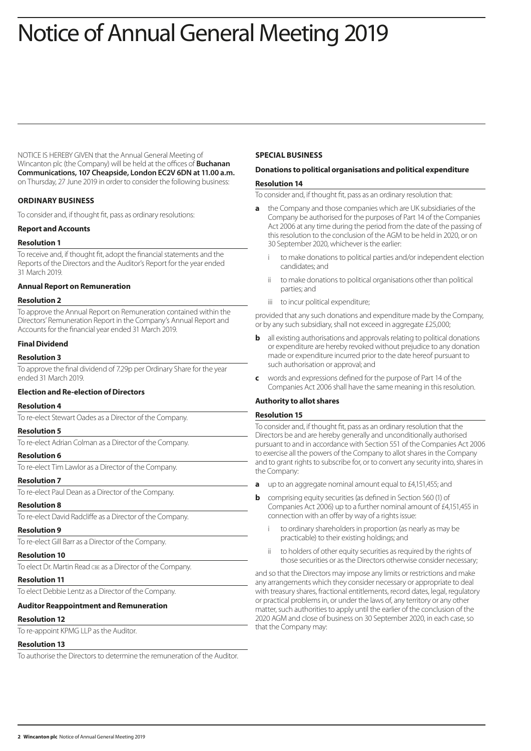# Notice of Annual General Meeting 2019

NOTICE IS HEREBY GIVEN that the Annual General Meeting of Wincanton plc (the Company) will be held at the offices of **Buchanan Communications, 107 Cheapside, London EC2V 6DN at 11.00 a.m.** on Thursday, 27 June 2019 in order to consider the following business:

## ORDINARY BUSINESS

To consider and, if thought fit, pass as ordinary resolutions:

### Report and Accounts

#### Resolution 1

To receive and, if thought fit, adopt the financial statements and the Reports of the Directors and the Auditor's Report for the year ended 31 March 2019.

### Annual Report on Remuneration

#### Resolution 2

To approve the Annual Report on Remuneration contained within the Directors' Remuneration Report in the Company's Annual Report and Accounts for the financial year ended 31 March 2019.

### Final Dividend

#### Resolution 3

To approve the final dividend of 7.29p per Ordinary Share for the year ended 31 March 2019.

### Election and Re-election of Directors

#### Resolution 4

To re-elect Stewart Oades as a Director of the Company.

#### Resolution 5

To re-elect Adrian Colman as a Director of the Company.

#### Resolution 6

To re-elect Tim Lawlor as a Director of the Company.

#### Resolution 7

To re-elect Paul Dean as a Director of the Company.

#### Resolution 8

To re-elect David Radcliffe as a Director of the Company.

#### Resolution 9

To re-elect Gill Barr as a Director of the Company.

#### Resolution 10

To elect Dr. Martin Read CBE as a Director of the Company.

#### Resolution 11

To elect Debbie Lentz as a Director of the Company.

### Auditor Reappointment and Remuneration

#### Resolution 12

To re-appoint KPMG LLP as the Auditor.

#### Resolution 13

To authorise the Directors to determine the remuneration of the Auditor.

## SPECIAL BUSINESS

### Donations to political organisations and political expenditure

#### Resolution 14

To consider and, if thought fit, pass as an ordinary resolution that:

**a** the Company and those companies which are UK subsidiaries of the Company be authorised for the purposes of Part 14 of the Companies Act 2006 at any time during the period from the date of the passing of this resolution to the conclusion of the AGM to be held in 2020, or on 30 September 2020, whichever is the earlier:

i to make donations to political parties and/or independent election candidates; and

ii to make donations to political organisations other than political parties; and

iii to incur political expenditure;

provided that any such donations and expenditure made by the Company, or by any such subsidiary, shall not exceed in aggregate £25,000;

**b** all existing authorisations and approvals relating to political donations or expenditure are hereby revoked without prejudice to any donation made or expenditure incurred prior to the date hereof pursuant to such authorisation or approval; and

**c** words and expressions defined for the purpose of Part 14 of the Companies Act 2006 shall have the same meaning in this resolution.

### Authority to allot shares

#### Resolution 15

To consider and, if thought fit, pass as an ordinary resolution that the Directors be and are hereby generally and unconditionally authorised pursuant to and in accordance with Section 551 of the Companies Act 2006 to exercise all the powers of the Company to allot shares in the Company and to grant rights to subscribe for, or to convert any security into, shares in the Company:

**a** up to an aggregate nominal amount equal to £4,151,455; and

**b** comprising equity securities (as defined in Section 560 (1) of Companies Act 2006) up to a further nominal amount of £4,151,455 in connection with an offer by way of a rights issue:

i to ordinary shareholders in proportion (as nearly as may be practicable) to their existing holdings; and

ii to holders of other equity securities as required by the rights of those securities or as the Directors otherwise consider necessary;

and so that the Directors may impose any limits or restrictions and make any arrangements which they consider necessary or appropriate to deal with treasury shares, fractional entitlements, record dates, legal, regulatory or practical problems in, or under the laws of, any territory or any other matter, such authorities to apply until the earlier of the conclusion of the 2020 AGM and close of business on 30 September 2020, in each case, so that the Company may: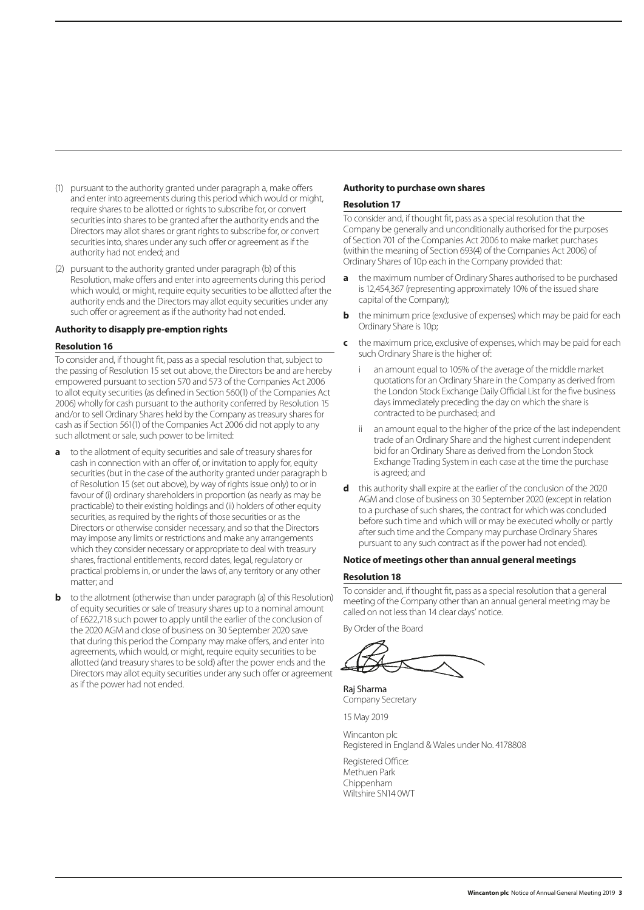(1) pursuant to the authority granted under paragraph a, make offers and enter into agreements during this period which would or might, require shares to be allotted or rights to subscribe for, or convert securities into shares to be granted after the authority ends and the Directors may allot shares or grant rights to subscribe for, or convert securities into, shares under any such offer or agreement as if the authority had not ended; and

(2) pursuant to the authority granted under paragraph (b) of this Resolution, make offers and enter into agreements during this period which would, or might, require equity securities to be allotted after the authority ends and the Directors may allot equity securities under any such offer or agreement as if the authority had not ended.

### Authority to disapply pre-emption rights

#### Resolution 16

To consider and, if thought fit, pass as a special resolution that, subject to the passing of Resolution 15 set out above, the Directors be and are hereby empowered pursuant to section 570 and 573 of the Companies Act 2006 to allot equity securities (as defined in Section 560(1) of the Companies Act 2006) wholly for cash pursuant to the authority conferred by Resolution 15 and/or to sell Ordinary Shares held by the Company as treasury shares for cash as if Section 561(1) of the Companies Act 2006 did not apply to any such allotment or sale, such power to be limited:

**a** to the allotment of equity securities and sale of treasury shares for cash in connection with an offer of, or invitation to apply for, equity securities (but in the case of the authority granted under paragraph b of Resolution 15 (set out above), by way of rights issue only) to or in favour of (i) ordinary shareholders in proportion (as nearly as may be practicable) to their existing holdings and (ii) holders of other equity securities, as required by the rights of those securities or as the Directors or otherwise consider necessary, and so that the Directors may impose any limits or restrictions and make any arrangements which they consider necessary or appropriate to deal with treasury shares, fractional entitlements, record dates, legal, regulatory or practical problems in, or under the laws of, any territory or any other matter; and

**b** to the allotment (otherwise than under paragraph (a) of this Resolution) of equity securities or sale of treasury shares up to a nominal amount of £622,718 such power to apply until the earlier of the conclusion of the 2020 AGM and close of business on 30 September 2020 save that during this period the Company may make offers, and enter into agreements, which would, or might, require equity securities to be allotted (and treasury shares to be sold) after the power ends and the Directors may allot equity securities under any such offer or agreement as if the power had not ended.

### Authority to purchase own shares

#### Resolution 17

To consider and, if thought fit, pass as a special resolution that the Company be generally and unconditionally authorised for the purposes of Section 701 of the Companies Act 2006 to make market purchases (within the meaning of Section 693(4) of the Companies Act 2006) of Ordinary Shares of 10p each in the Company provided that:

**a** the maximum number of Ordinary Shares authorised to be purchased is 12,454,367 (representing approximately 10% of the issued share capital of the Company);

**b** the minimum price (exclusive of expenses) which may be paid for each Ordinary Share is 10p;

**c** the maximum price, exclusive of expenses, which may be paid for each such Ordinary Share is the higher of:

i an amount equal to 105% of the average of the middle market quotations for an Ordinary Share in the Company as derived from the London Stock Exchange Daily Official List for the five business days immediately preceding the day on which the share is contracted to be purchased; and

ii an amount equal to the higher of the price of the last independent trade of an Ordinary Share and the highest current independent bid for an Ordinary Share as derived from the London Stock Exchange Trading System in each case at the time the purchase is agreed; and

**d** this authority shall expire at the earlier of the conclusion of the 2020 AGM and close of business on 30 September 2020 (except in relation to a purchase of such shares, the contract for which was concluded before such time and which will or may be executed wholly or partly after such time and the Company may purchase Ordinary Shares pursuant to any such contract as if the power had not ended).

### Notice of meetings other than annual general meetings

#### Resolution 18

To consider and, if thought fit, pass as a special resolution that a general meeting of the Company other than an annual general meeting may be called on not less than 14 clear days' notice.

By Order of the Board

Raj Sharma
Company Secretary

15 May 2019

Wincanton plc
Registered in England & Wales under No. 4178808

Registered Office:
Methuen Park
Chippenham
Wiltshire SN14 0WT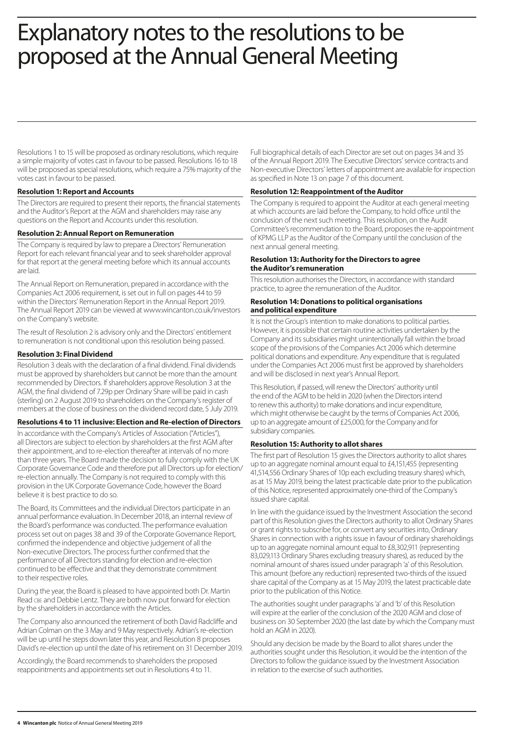# Explanatory notes to the resolutions to be proposed at the Annual General Meeting

Resolutions 1 to 15 will be proposed as ordinary resolutions, which require a simple majority of votes cast in favour to be passed. Resolutions 16 to 18 will be proposed as special resolutions, which require a 75% majority of the votes cast in favour to be passed.

### Resolution 1: Report and Accounts

The Directors are required to present their reports, the financial statements and the Auditor's Report at the AGM and shareholders may raise any questions on the Report and Accounts under this resolution.

### Resolution 2: Annual Report on Remuneration

The Company is required by law to prepare a Directors' Remuneration Report for each relevant financial year and to seek shareholder approval for that report at the general meeting before which its annual accounts are laid.

The Annual Report on Remuneration, prepared in accordance with the Companies Act 2006 requirement, is set out in full on pages 44 to 59 within the Directors' Remuneration Report in the Annual Report 2019. The Annual Report 2019 can be viewed at www.wincanton.co.uk/investors on the Company's website.

The result of Resolution 2 is advisory only and the Directors' entitlement to remuneration is not conditional upon this resolution being passed.

### Resolution 3: Final Dividend

Resolution 3 deals with the declaration of a final dividend. Final dividends must be approved by shareholders but cannot be more than the amount recommended by Directors. If shareholders approve Resolution 3 at the AGM, the final dividend of 7.29p per Ordinary Share will be paid in cash (sterling) on 2 August 2019 to shareholders on the Company's register of members at the close of business on the dividend record date, 5 July 2019.

### Resolutions 4 to 11 inclusive: Election and Re-election of Directors

In accordance with the Company's Articles of Association ("Articles"), all Directors are subject to election by shareholders at the first AGM after their appointment, and to re-election thereafter at intervals of no more than three years. The Board made the decision to fully comply with the UK Corporate Governance Code and therefore put all Directors up for election/re-election annually. The Company is not required to comply with this provision in the UK Corporate Governance Code, however the Board believe it is best practice to do so.

The Board, its Committees and the individual Directors participate in an annual performance evaluation. In December 2018, an internal review of the Board's performance was conducted. The performance evaluation process set out on pages 38 and 39 of the Corporate Governance Report, confirmed the independence and objective judgement of all the Non-executive Directors. The process further confirmed that the performance of all Directors standing for election and re-election continued to be effective and that they demonstrate commitment to their respective roles.

During the year, the Board is pleased to have appointed both Dr. Martin Read CBE and Debbie Lentz. They are both now put forward for election by the shareholders in accordance with the Articles.

The Company also announced the retirement of both David Radcliffe and Adrian Colman on the 3 May and 9 May respectively. Adrian's re-election will be up until he steps down later this year, and Resolution 8 proposes David's re-election up until the date of his retirement on 31 December 2019.

Accordingly, the Board recommends to shareholders the proposed reappointments and appointments set out in Resolutions 4 to 11.

Full biographical details of each Director are set out on pages 34 and 35 of the Annual Report 2019. The Executive Directors' service contracts and Non-executive Directors' letters of appointment are available for inspection as specified in Note 13 on page 7 of this document.

### Resolution 12: Reappointment of the Auditor

The Company is required to appoint the Auditor at each general meeting at which accounts are laid before the Company, to hold office until the conclusion of the next such meeting. This resolution, on the Audit Committee's recommendation to the Board, proposes the re-appointment of KPMG LLP as the Auditor of the Company until the conclusion of the next annual general meeting.

### Resolution 13: Authority for the Directors to agree the Auditor's remuneration

This resolution authorises the Directors, in accordance with standard practice, to agree the remuneration of the Auditor.

### Resolution 14: Donations to political organisations and political expenditure

It is not the Group's intention to make donations to political parties. However, it is possible that certain routine activities undertaken by the Company and its subsidiaries might unintentionally fall within the broad scope of the provisions of the Companies Act 2006 which determine political donations and expenditure. Any expenditure that is regulated under the Companies Act 2006 must first be approved by shareholders and will be disclosed in next year's Annual Report.

This Resolution, if passed, will renew the Directors' authority until the end of the AGM to be held in 2020 (when the Directors intend to renew this authority) to make donations and incur expenditure, which might otherwise be caught by the terms of Companies Act 2006, up to an aggregate amount of £25,000, for the Company and for subsidiary companies.

### Resolution 15: Authority to allot shares

The first part of Resolution 15 gives the Directors authority to allot shares up to an aggregate nominal amount equal to £4,151,455 (representing 41,514,556 Ordinary Shares of 10p each excluding treasury shares) which, as at 15 May 2019, being the latest practicable date prior to the publication of this Notice, represented approximately one-third of the Company's issued share capital.

In line with the guidance issued by the Investment Association the second part of this Resolution gives the Directors authority to allot Ordinary Shares or grant rights to subscribe for, or convert any securities into, Ordinary Shares in connection with a rights issue in favour of ordinary shareholdings up to an aggregate nominal amount equal to £8,302,911 (representing 83,029,113 Ordinary Shares excluding treasury shares), as reduced by the nominal amount of shares issued under paragraph 'a' of this Resolution. This amount (before any reduction) represented two-thirds of the issued share capital of the Company as at 15 May 2019, the latest practicable date prior to the publication of this Notice.

The authorities sought under paragraphs 'a' and 'b' of this Resolution will expire at the earlier of the conclusion of the 2020 AGM and close of business on 30 September 2020 (the last date by which the Company must hold an AGM in 2020).

Should any decision be made by the Board to allot shares under the authorities sought under this Resolution, it would be the intention of the Directors to follow the guidance issued by the Investment Association in relation to the exercise of such authorities.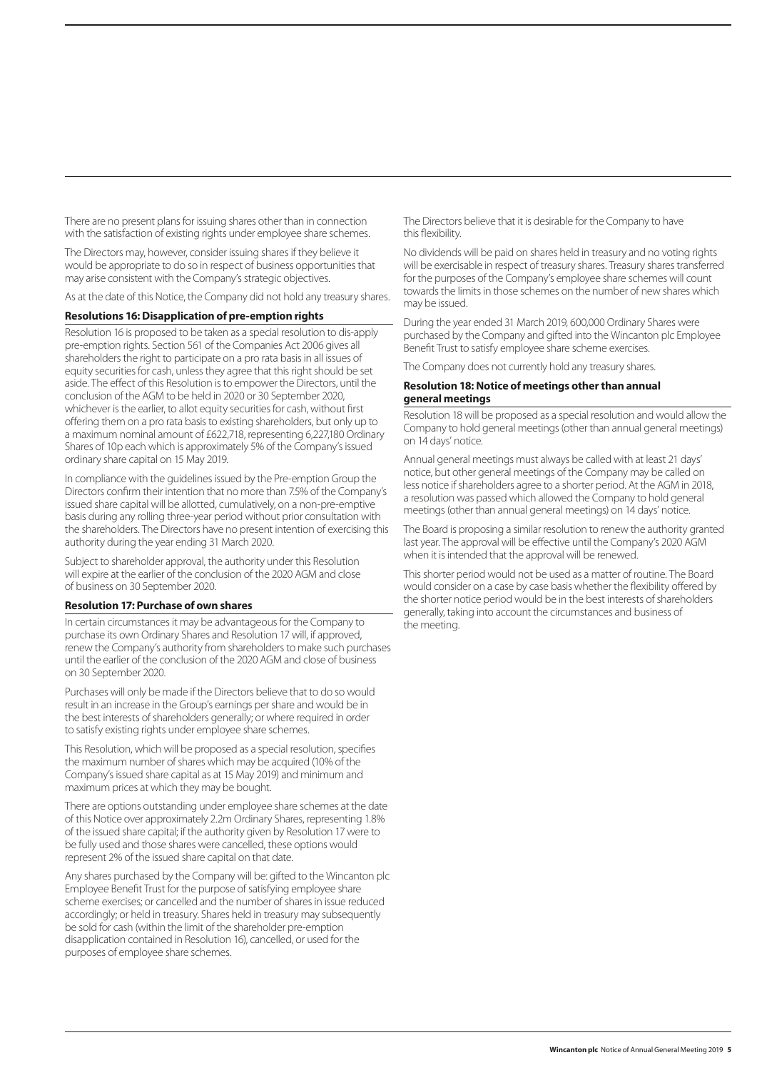There are no present plans for issuing shares other than in connection with the satisfaction of existing rights under employee share schemes.

The Directors may, however, consider issuing shares if they believe it would be appropriate to do so in respect of business opportunities that may arise consistent with the Company's strategic objectives.

As at the date of this Notice, the Company did not hold any treasury shares.

### Resolutions 16: Disapplication of pre-emption rights

Resolution 16 is proposed to be taken as a special resolution to dis-apply pre-emption rights. Section 561 of the Companies Act 2006 gives all shareholders the right to participate on a pro rata basis in all issues of equity securities for cash, unless they agree that this right should be set aside. The effect of this Resolution is to empower the Directors, until the conclusion of the AGM to be held in 2020 or 30 September 2020, whichever is the earlier, to allot equity securities for cash, without first offering them on a pro rata basis to existing shareholders, but only up to a maximum nominal amount of £622,718, representing 6,227,180 Ordinary Shares of 10p each which is approximately 5% of the Company's issued ordinary share capital on 15 May 2019.

In compliance with the guidelines issued by the Pre-emption Group the Directors confirm their intention that no more than 7.5% of the Company's issued share capital will be allotted, cumulatively, on a non-pre-emptive basis during any rolling three-year period without prior consultation with the shareholders. The Directors have no present intention of exercising this authority during the year ending 31 March 2020.

Subject to shareholder approval, the authority under this Resolution will expire at the earlier of the conclusion of the 2020 AGM and close of business on 30 September 2020.

### Resolution 17: Purchase of own shares

In certain circumstances it may be advantageous for the Company to purchase its own Ordinary Shares and Resolution 17 will, if approved, renew the Company's authority from shareholders to make such purchases until the earlier of the conclusion of the 2020 AGM and close of business on 30 September 2020.

Purchases will only be made if the Directors believe that to do so would result in an increase in the Group's earnings per share and would be in the best interests of shareholders generally; or where required in order to satisfy existing rights under employee share schemes.

This Resolution, which will be proposed as a special resolution, specifies the maximum number of shares which may be acquired (10% of the Company's issued share capital as at 15 May 2019) and minimum and maximum prices at which they may be bought.

There are options outstanding under employee share schemes at the date of this Notice over approximately 2.2m Ordinary Shares, representing 1.8% of the issued share capital; if the authority given by Resolution 17 were to be fully used and those shares were cancelled, these options would represent 2% of the issued share capital on that date.

Any shares purchased by the Company will be: gifted to the Wincanton plc Employee Benefit Trust for the purpose of satisfying employee share scheme exercises; or cancelled and the number of shares in issue reduced accordingly; or held in treasury. Shares held in treasury may subsequently be sold for cash (within the limit of the shareholder pre-emption disapplication contained in Resolution 16), cancelled, or used for the purposes of employee share schemes.

The Directors believe that it is desirable for the Company to have this flexibility.

No dividends will be paid on shares held in treasury and no voting rights will be exercisable in respect of treasury shares. Treasury shares transferred for the purposes of the Company's employee share schemes will count towards the limits in those schemes on the number of new shares which may be issued.

During the year ended 31 March 2019, 600,000 Ordinary Shares were purchased by the Company and gifted into the Wincanton plc Employee Benefit Trust to satisfy employee share scheme exercises.

The Company does not currently hold any treasury shares.

### Resolution 18: Notice of meetings other than annual general meetings

Resolution 18 will be proposed as a special resolution and would allow the Company to hold general meetings (other than annual general meetings) on 14 days' notice.

Annual general meetings must always be called with at least 21 days' notice, but other general meetings of the Company may be called on less notice if shareholders agree to a shorter period. At the AGM in 2018, a resolution was passed which allowed the Company to hold general meetings (other than annual general meetings) on 14 days' notice.

The Board is proposing a similar resolution to renew the authority granted last year. The approval will be effective until the Company's 2020 AGM when it is intended that the approval will be renewed.

This shorter period would not be used as a matter of routine. The Board would consider on a case by case basis whether the flexibility offered by the shorter notice period would be in the best interests of shareholders generally, taking into account the circumstances and business of the meeting.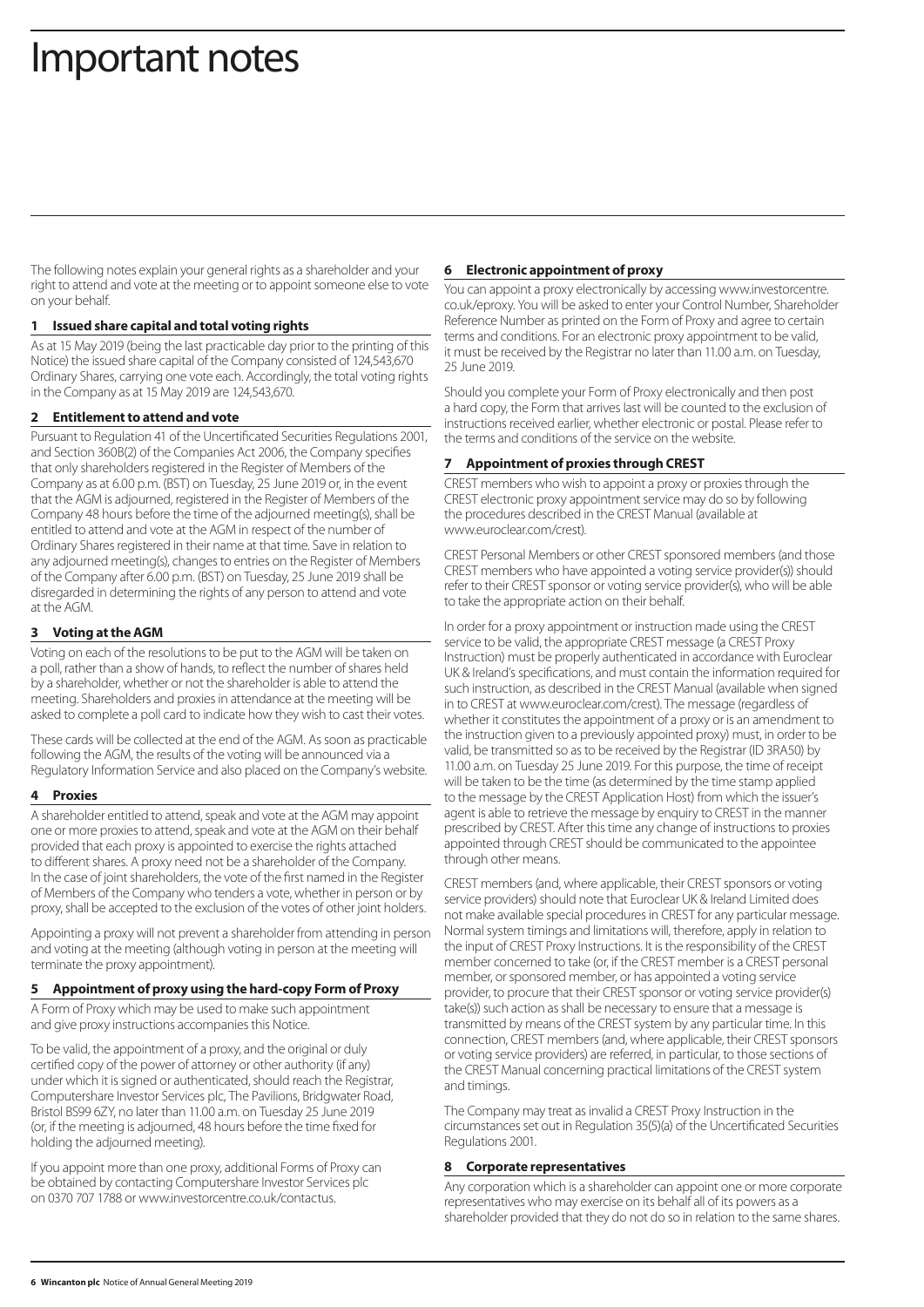# Important notes

The following notes explain your general rights as a shareholder and your right to attend and vote at the meeting or to appoint someone else to vote on your behalf.

### 1 Issued share capital and total voting rights

As at 15 May 2019 (being the last practicable day prior to the printing of this Notice) the issued share capital of the Company consisted of 124,543,670 Ordinary Shares, carrying one vote each. Accordingly, the total voting rights in the Company as at 15 May 2019 are 124,543,670.

### 2 Entitlement to attend and vote

Pursuant to Regulation 41 of the Uncertificated Securities Regulations 2001, and Section 360B(2) of the Companies Act 2006, the Company specifies that only shareholders registered in the Register of Members of the Company as at 6.00 p.m. (BST) on Tuesday, 25 June 2019 or, in the event that the AGM is adjourned, registered in the Register of Members of the Company 48 hours before the time of the adjourned meeting(s), shall be entitled to attend and vote at the AGM in respect of the number of Ordinary Shares registered in their name at that time. Save in relation to any adjourned meeting(s), changes to entries on the Register of Members of the Company after 6.00 p.m. (BST) on Tuesday, 25 June 2019 shall be disregarded in determining the rights of any person to attend and vote at the AGM.

### 3 Voting at the AGM

Voting on each of the resolutions to be put to the AGM will be taken on a poll, rather than a show of hands, to reflect the number of shares held by a shareholder, whether or not the shareholder is able to attend the meeting. Shareholders and proxies in attendance at the meeting will be asked to complete a poll card to indicate how they wish to cast their votes.

These cards will be collected at the end of the AGM. As soon as practicable following the AGM, the results of the voting will be announced via a Regulatory Information Service and also placed on the Company's website.

### 4 Proxies

A shareholder entitled to attend, speak and vote at the AGM may appoint one or more proxies to attend, speak and vote at the AGM on their behalf provided that each proxy is appointed to exercise the rights attached to different shares. A proxy need not be a shareholder of the Company. In the case of joint shareholders, the vote of the first named in the Register of Members of the Company who tenders a vote, whether in person or by proxy, shall be accepted to the exclusion of the votes of other joint holders.

Appointing a proxy will not prevent a shareholder from attending in person and voting at the meeting (although voting in person at the meeting will terminate the proxy appointment).

### 5 Appointment of proxy using the hard-copy Form of Proxy

A Form of Proxy which may be used to make such appointment and give proxy instructions accompanies this Notice.

To be valid, the appointment of a proxy, and the original or duly certified copy of the power of attorney or other authority (if any) under which it is signed or authenticated, should reach the Registrar, Computershare Investor Services plc, The Pavilions, Bridgwater Road, Bristol BS99 6ZY, no later than 11.00 a.m. on Tuesday 25 June 2019 (or, if the meeting is adjourned, 48 hours before the time fixed for holding the adjourned meeting).

If you appoint more than one proxy, additional Forms of Proxy can be obtained by contacting Computershare Investor Services plc on 0370 707 1788 or www.investorcentre.co.uk/contactus.

### 6 Electronic appointment of proxy

You can appoint a proxy electronically by accessing www.investorcentre.co.uk/eproxy. You will be asked to enter your Control Number, Shareholder Reference Number as printed on the Form of Proxy and agree to certain terms and conditions. For an electronic proxy appointment to be valid, it must be received by the Registrar no later than 11.00 a.m. on Tuesday, 25 June 2019.

Should you complete your Form of Proxy electronically and then post a hard copy, the Form that arrives last will be counted to the exclusion of instructions received earlier, whether electronic or postal. Please refer to the terms and conditions of the service on the website.

### 7 Appointment of proxies through CREST

CREST members who wish to appoint a proxy or proxies through the CREST electronic proxy appointment service may do so by following the procedures described in the CREST Manual (available at www.euroclear.com/crest).

CREST Personal Members or other CREST sponsored members (and those CREST members who have appointed a voting service provider(s)) should refer to their CREST sponsor or voting service provider(s), who will be able to take the appropriate action on their behalf.

In order for a proxy appointment or instruction made using the CREST service to be valid, the appropriate CREST message (a CREST Proxy Instruction) must be properly authenticated in accordance with Euroclear UK & Ireland's specifications, and must contain the information required for such instruction, as described in the CREST Manual (available when signed in to CREST at www.euroclear.com/crest). The message (regardless of whether it constitutes the appointment of a proxy or is an amendment to the instruction given to a previously appointed proxy) must, in order to be valid, be transmitted so as to be received by the Registrar (ID 3RA50) by 11.00 a.m. on Tuesday 25 June 2019. For this purpose, the time of receipt will be taken to be the time (as determined by the time stamp applied to the message by the CREST Application Host) from which the issuer's agent is able to retrieve the message by enquiry to CREST in the manner prescribed by CREST. After this time any change of instructions to proxies appointed through CREST should be communicated to the appointee through other means.

CREST members (and, where applicable, their CREST sponsors or voting service providers) should note that Euroclear UK & Ireland Limited does not make available special procedures in CREST for any particular message. Normal system timings and limitations will, therefore, apply in relation to the input of CREST Proxy Instructions. It is the responsibility of the CREST member concerned to take (or, if the CREST member is a CREST personal member, or sponsored member, or has appointed a voting service provider, to procure that their CREST sponsor or voting service provider(s) take(s)) such action as shall be necessary to ensure that a message is transmitted by means of the CREST system by any particular time. In this connection, CREST members (and, where applicable, their CREST sponsors or voting service providers) are referred, in particular, to those sections of the CREST Manual concerning practical limitations of the CREST system and timings.

The Company may treat as invalid a CREST Proxy Instruction in the circumstances set out in Regulation 35(5)(a) of the Uncertificated Securities Regulations 2001.

### 8 Corporate representatives

Any corporation which is a shareholder can appoint one or more corporate representatives who may exercise on its behalf all of its powers as a shareholder provided that they do not do so in relation to the same shares.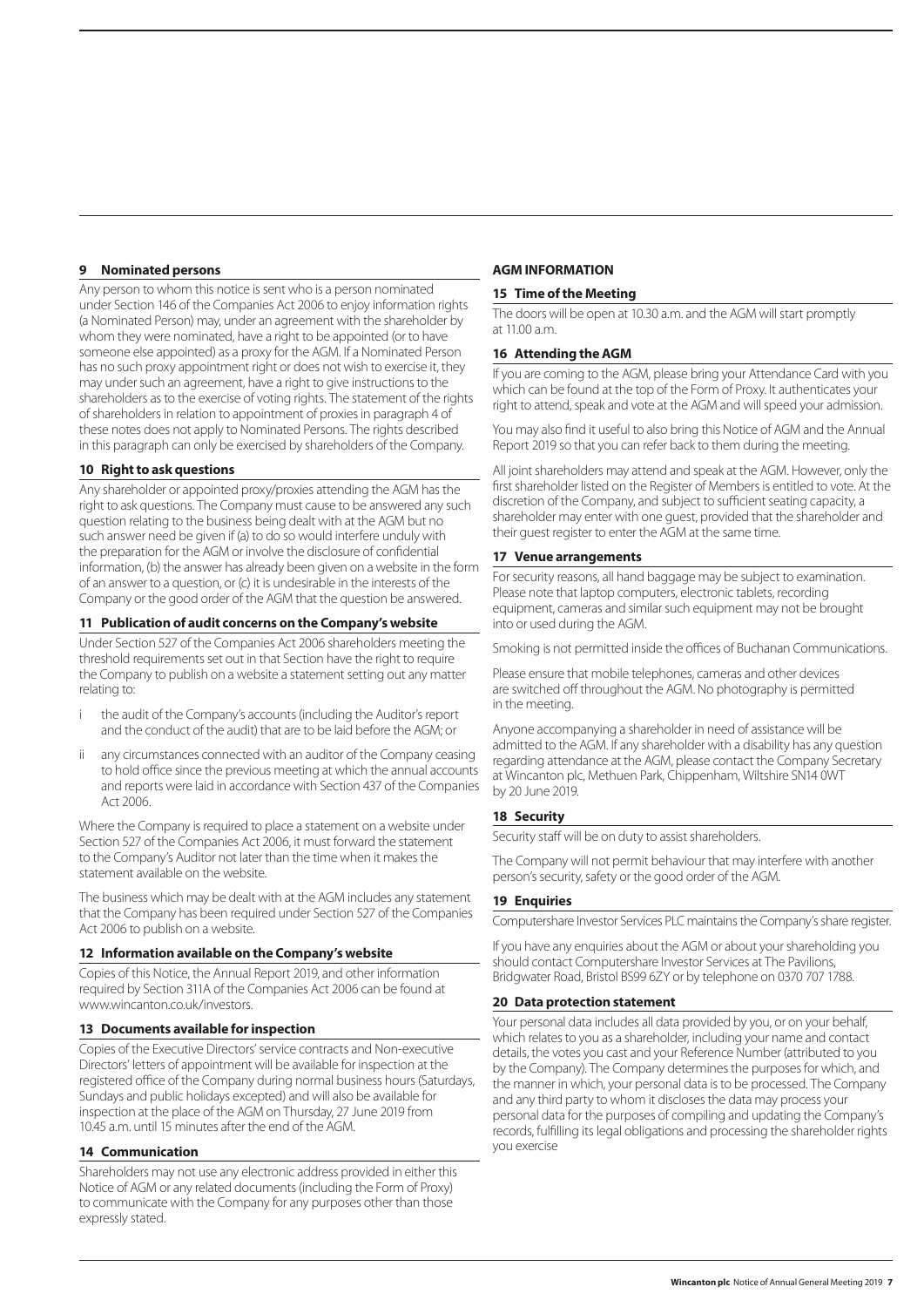### 9 Nominated persons

Any person to whom this notice is sent who is a person nominated under Section 146 of the Companies Act 2006 to enjoy information rights (a Nominated Person) may, under an agreement with the shareholder by whom they were nominated, have a right to be appointed (or to have someone else appointed) as a proxy for the AGM. If a Nominated Person has no such proxy appointment right or does not wish to exercise it, they may under such an agreement, have a right to give instructions to the shareholders as to the exercise of voting rights. The statement of the rights of shareholders in relation to appointment of proxies in paragraph 4 of these notes does not apply to Nominated Persons. The rights described in this paragraph can only be exercised by shareholders of the Company.

### 10 Right to ask questions

Any shareholder or appointed proxy/proxies attending the AGM has the right to ask questions. The Company must cause to be answered any such question relating to the business being dealt with at the AGM but no such answer need be given if (a) to do so would interfere unduly with the preparation for the AGM or involve the disclosure of confidential information, (b) the answer has already been given on a website in the form of an answer to a question, or (c) it is undesirable in the interests of the Company or the good order of the AGM that the question be answered.

### 11 Publication of audit concerns on the Company's website

Under Section 527 of the Companies Act 2006 shareholders meeting the threshold requirements set out in that Section have the right to require the Company to publish on a website a statement setting out any matter relating to:

i the audit of the Company's accounts (including the Auditor's report and the conduct of the audit) that are to be laid before the AGM; or

ii any circumstances connected with an auditor of the Company ceasing to hold office since the previous meeting at which the annual accounts and reports were laid in accordance with Section 437 of the Companies Act 2006.

Where the Company is required to place a statement on a website under Section 527 of the Companies Act 2006, it must forward the statement to the Company's Auditor not later than the time when it makes the statement available on the website.

The business which may be dealt with at the AGM includes any statement that the Company has been required under Section 527 of the Companies Act 2006 to publish on a website.

### 12 Information available on the Company's website

Copies of this Notice, the Annual Report 2019, and other information required by Section 311A of the Companies Act 2006 can be found at www.wincanton.co.uk/investors.

### 13 Documents available for inspection

Copies of the Executive Directors' service contracts and Non-executive Directors' letters of appointment will be available for inspection at the registered office of the Company during normal business hours (Saturdays, Sundays and public holidays excepted) and will also be available for inspection at the place of the AGM on Thursday, 27 June 2019 from 10.45 a.m. until 15 minutes after the end of the AGM.

### 14 Communication

Shareholders may not use any electronic address provided in either this Notice of AGM or any related documents (including the Form of Proxy) to communicate with the Company for any purposes other than those expressly stated.

## AGM INFORMATION

### 15 Time of the Meeting

The doors will be open at 10.30 a.m. and the AGM will start promptly at 11.00 a.m.

### 16 Attending the AGM

If you are coming to the AGM, please bring your Attendance Card with you which can be found at the top of the Form of Proxy. It authenticates your right to attend, speak and vote at the AGM and will speed your admission.

You may also find it useful to also bring this Notice of AGM and the Annual Report 2019 so that you can refer back to them during the meeting.

All joint shareholders may attend and speak at the AGM. However, only the first shareholder listed on the Register of Members is entitled to vote. At the discretion of the Company, and subject to sufficient seating capacity, a shareholder may enter with one guest, provided that the shareholder and their guest register to enter the AGM at the same time.

### 17 Venue arrangements

For security reasons, all hand baggage may be subject to examination. Please note that laptop computers, electronic tablets, recording equipment, cameras and similar such equipment may not be brought into or used during the AGM.

Smoking is not permitted inside the offices of Buchanan Communications.

Please ensure that mobile telephones, cameras and other devices are switched off throughout the AGM. No photography is permitted in the meeting.

Anyone accompanying a shareholder in need of assistance will be admitted to the AGM. If any shareholder with a disability has any question regarding attendance at the AGM, please contact the Company Secretary at Wincanton plc, Methuen Park, Chippenham, Wiltshire SN14 0WT by 20 June 2019.

### 18 Security

Security staff will be on duty to assist shareholders.

The Company will not permit behaviour that may interfere with another person's security, safety or the good order of the AGM.

### 19 Enquiries

Computershare Investor Services PLC maintains the Company's share register.

If you have any enquiries about the AGM or about your shareholding you should contact Computershare Investor Services at The Pavilions, Bridgwater Road, Bristol BS99 6ZY or by telephone on 0370 707 1788.

### 20 Data protection statement

Your personal data includes all data provided by you, or on your behalf, which relates to you as a shareholder, including your name and contact details, the votes you cast and your Reference Number (attributed to you by the Company). The Company determines the purposes for which, and the manner in which, your personal data is to be processed. The Company and any third party to whom it discloses the data may process your personal data for the purposes of compiling and updating the Company's records, fulfilling its legal obligations and processing the shareholder rights you exercise